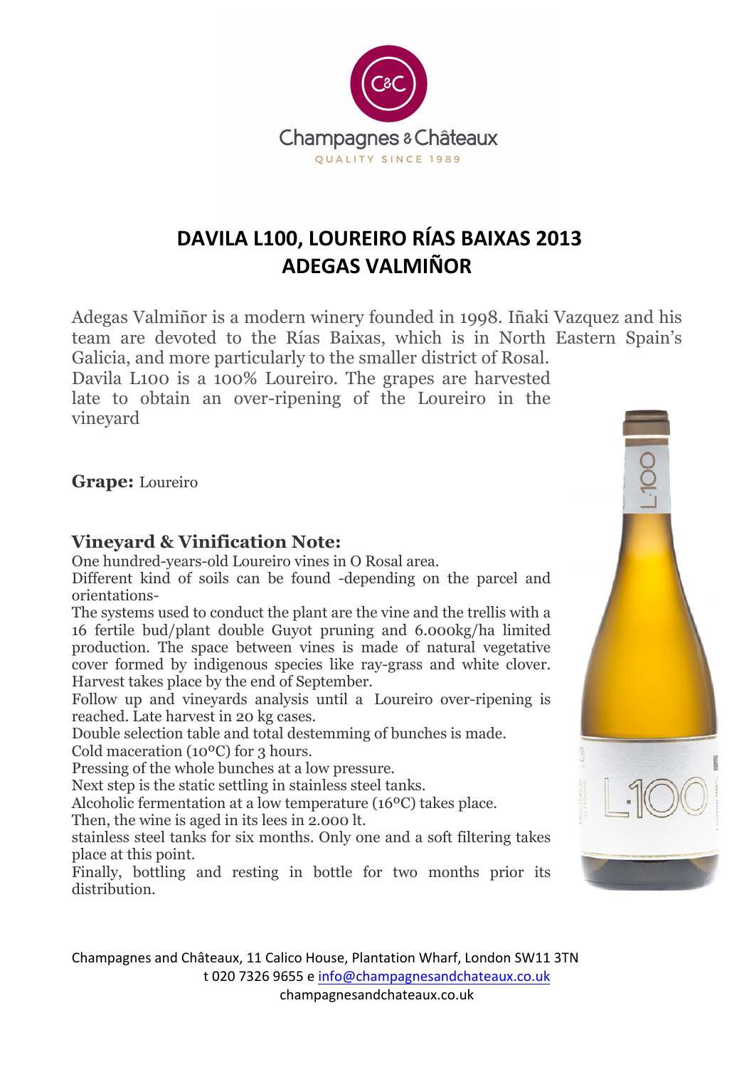Champagnes & Châteaux

QUALITY SINCE 1989

# DAVILA L100, LOUREIRO RÍAS BAIXAS 2013
# ADEGAS VALMIÑOR

Adegas Valmiñor is a modern winery founded in 1998. Iñaki Vazquez and his team are devoted to the Rías Baixas, which is in North Eastern Spain's Galicia, and more particularly to the smaller district of Rosal.
Davila L100 is a 100% Loureiro. The grapes are harvested late to obtain an over-ripening of the Loureiro in the vineyard

**Grape:** Loureiro

## Vineyard & Vinification Note:

One hundred-years-old Loureiro vines in O Rosal area.
Different kind of soils can be found -depending on the parcel and orientations-
The systems used to conduct the plant are the vine and the trellis with a 16 fertile bud/plant double Guyot pruning and 6.000kg/ha limited production. The space between vines is made of natural vegetative cover formed by indigenous species like ray-grass and white clover. Harvest takes place by the end of September.
Follow up and vineyards analysis until a Loureiro over-ripening is reached. Late harvest in 20 kg cases.
Double selection table and total destemming of bunches is made.
Cold maceration (10ºC) for 3 hours.
Pressing of the whole bunches at a low pressure.
Next step is the static settling in stainless steel tanks.
Alcoholic fermentation at a low temperature (16ºC) takes place.
Then, the wine is aged in its lees in 2.000 lt.
stainless steel tanks for six months. Only one and a soft filtering takes place at this point.
Finally, bottling and resting in bottle for two months prior its distribution.

Champagnes and Châteaux, 11 Calico House, Plantation Wharf, London SW11 3TN
t 020 7326 9655 e info@champagnesandchateaux.co.uk
champagnesandchateaux.co.uk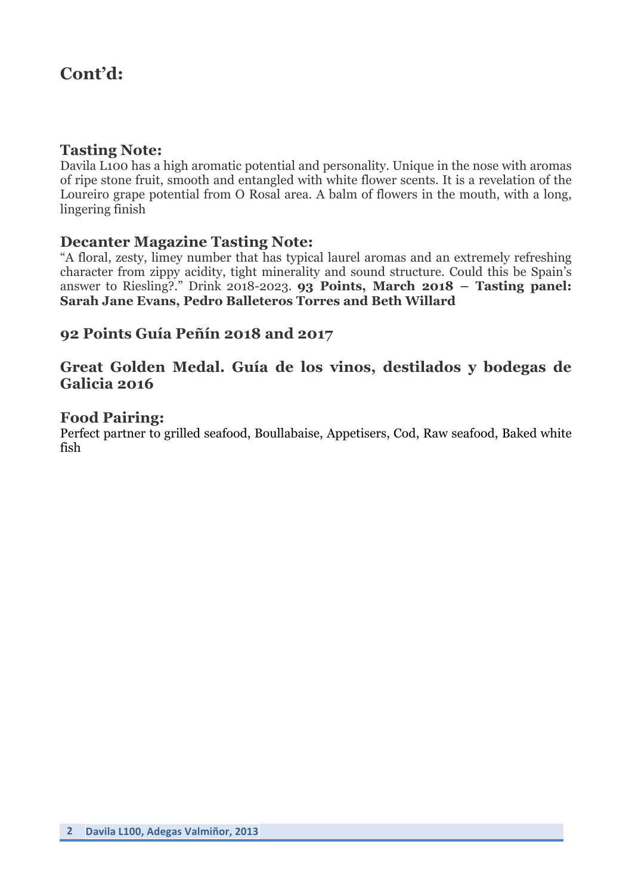## Cont'd:

### Tasting Note:

Davila L100 has a high aromatic potential and personality. Unique in the nose with aromas of ripe stone fruit, smooth and entangled with white flower scents. It is a revelation of the Loureiro grape potential from O Rosal area. A balm of flowers in the mouth, with a long, lingering finish

### Decanter Magazine Tasting Note:

"A floral, zesty, limey number that has typical laurel aromas and an extremely refreshing character from zippy acidity, tight minerality and sound structure. Could this be Spain's answer to Riesling?." Drink 2018-2023. **93 Points, March 2018 – Tasting panel: Sarah Jane Evans, Pedro Balleteros Torres and Beth Willard**

### 92 Points Guía Peñín 2018 and 2017

### Great Golden Medal. Guía de los vinos, destilados y bodegas de Galicia 2016

### Food Pairing:

Perfect partner to grilled seafood, Boullabaise, Appetisers, Cod, Raw seafood, Baked white fish